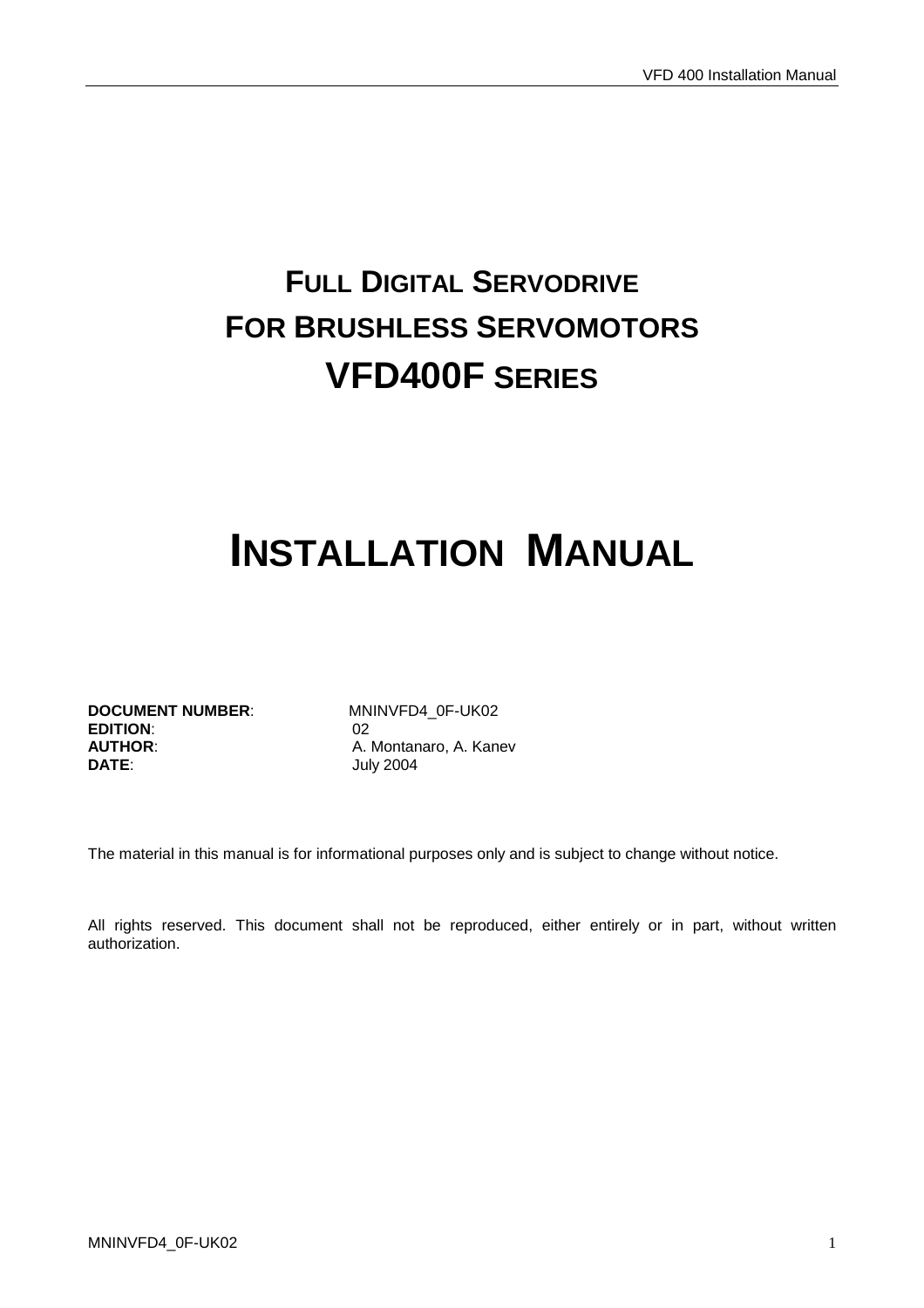# FULL DIGITAL SERVODRIVE
# FOR BRUSHLESS SERVOMOTORS
# VFD400F SERIES

# INSTALLATION MANUAL

**DOCUMENT NUMBER**: MNINVFD4_0F-UK02
**EDITION**: 02
**AUTHOR**: A. Montanaro, A. Kanev
**DATE**: July 2004

The material in this manual is for informational purposes only and is subject to change without notice.

All rights reserved. This document shall not be reproduced, either entirely or in part, without written authorization.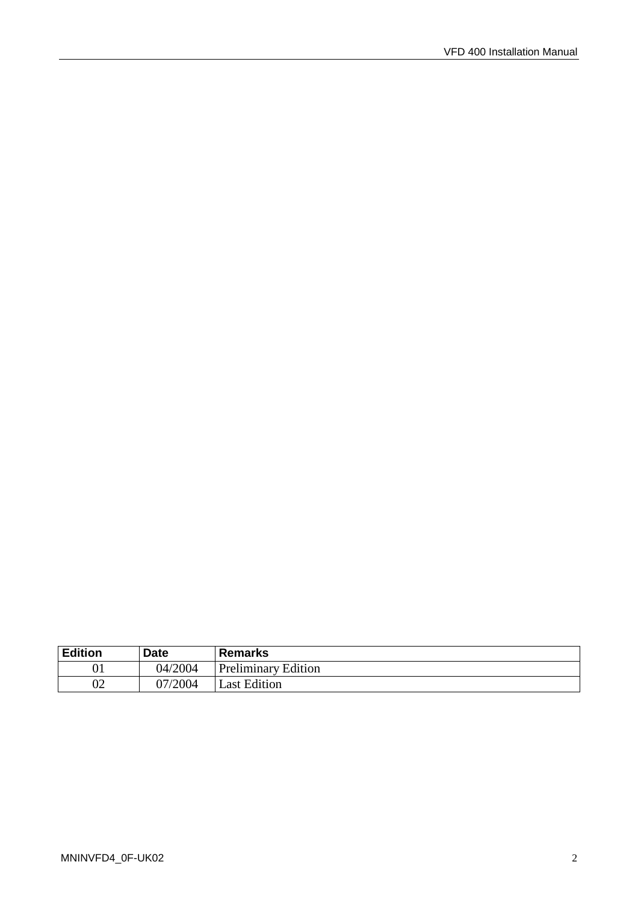| Edition | Date | Remarks |
|---|---|---|
| 01 | 04/2004 | Preliminary Edition |
| 02 | 07/2004 | Last Edition |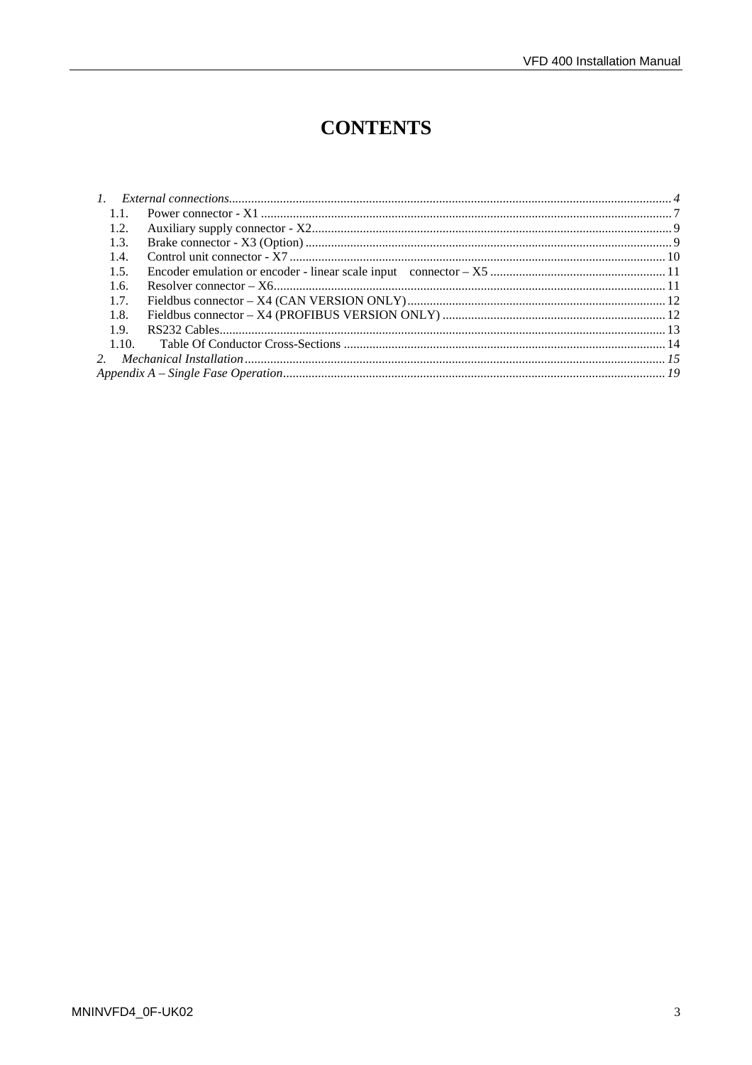# CONTENTS

*1. External connections* ........................................................................ *4*
- 1.1. Power connector - X1 ........................................................................ 7
- 1.2. Auxiliary supply connector - X2 ........................................................................ 9
- 1.3. Brake connector - X3 (Option) ........................................................................ 9
- 1.4. Control unit connector - X7 ........................................................................ 10
- 1.5. Encoder emulation or encoder - linear scale input connector – X5 ........................................................................ 11
- 1.6. Resolver connector – X6 ........................................................................ 11
- 1.7. Fieldbus connector – X4 (CAN VERSION ONLY) ........................................................................ 12
- 1.8. Fieldbus connector – X4 (PROFIBUS VERSION ONLY) ........................................................................ 12
- 1.9. RS232 Cables ........................................................................ 13
- 1.10. Table Of Conductor Cross-Sections ........................................................................ 14

*2. Mechanical Installation* ........................................................................ *15*

*Appendix A – Single Fase Operation* ........................................................................ *19*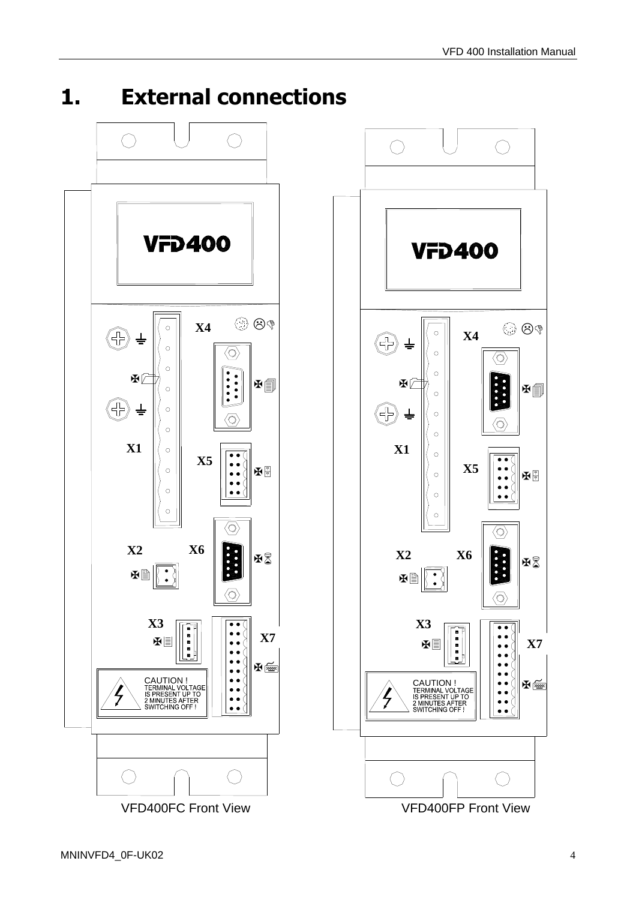# 1. External connections

VFD400FC Front View

VFD400FP Front View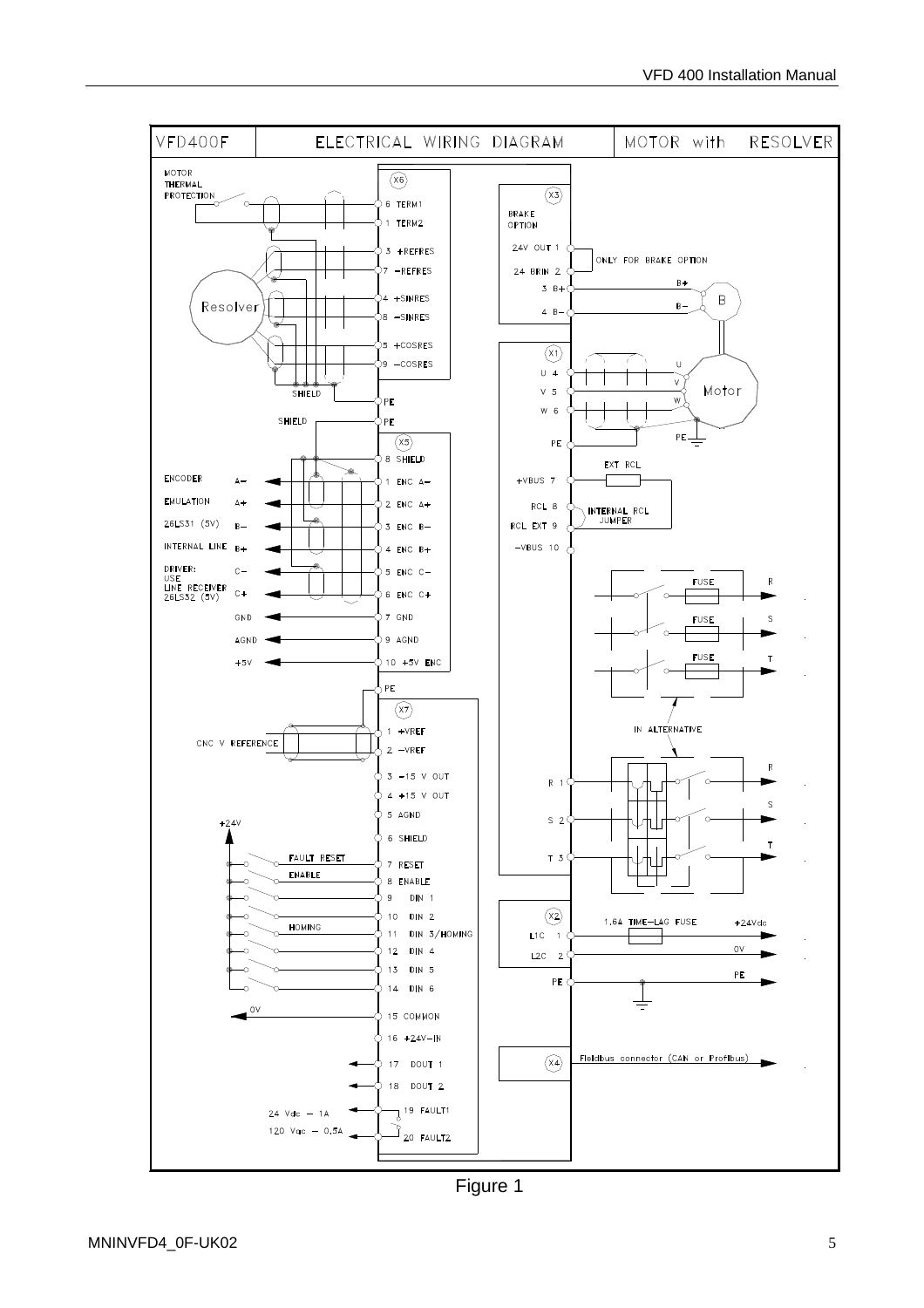**VFD400F — ELECTRICAL WIRING DIAGRAM — MOTOR with RESOLVER**

**X6**
- MOTOR THERMAL PROTECTION: 6 TERM1, 1 TERM2
- Resolver: 3 +REFRES, 7 −REFRES, 4 +SINRES, 8 −SINRES, 5 +COSRES, 9 −COSRES
- SHIELD — PE
- SHIELD — PE

**X5**
- 8 SHIELD
- ENCODER EMULATION 26LS31 (5V) INTERNAL LINE DRIVER: USE LINE RECEIVER 26LS32 (5V)
  - A− — 1 ENC A−
  - A+ — 2 ENC A+
  - B− — 3 ENC B−
  - B+ — 4 ENC B+
  - C− — 5 ENC C−
  - C+ — 6 ENC C+
- GND — 7 GND
- AGND — 9 AGND
- +5V — 10 +5V ENC
- PE

**X7**
- CNC V REFERENCE: 1 +VREF, 2 −VREF
- 3 −15 V OUT
- 4 +15 V OUT
- 5 AGND
- 6 SHIELD
- +24V
- FAULT RESET — 7 RESET
- ENABLE — 8 ENABLE
- 9 DIN 1
- 10 DIN 2
- HOMING — 11 DIN 3/HOMING
- 12 DIN 4
- 13 DIN 5
- 14 DIN 6
- 0V — 15 COMMON
- 16 +24V−IN
- 17 DOUT 1
- 18 DOUT 2
- 24 Vdc − 1A / 120 Vac − 0,5A: 19 FAULT1, 20 FAULT2

**X3** — BRAKE OPTION
- 24V OUT 1, 24 BRIN 2 — ONLY FOR BRAKE OPTION
- 3 B+ — B+
- 4 B− — B−
- B

**X1**
- U 4 — U
- V 5 — V
- W 6 — W
- Motor
- PE — PE
- +VBUS 7 — EXT RCL
- RCL 8, RCL EXT 9 — INTERNAL RCL JUMPER
- −VBUS 10
- R 1, S 2, T 3
- FUSE — R, FUSE — S, FUSE — T
- IN ALTERNATIVE

**X2**
- L1C 1 — 1,6A TIME−LAG FUSE — +24Vdc
- L2C 2 — 0V
- PE — PE

**X4**
- Fieldbus connector (CAN or Profibus)

Figure 1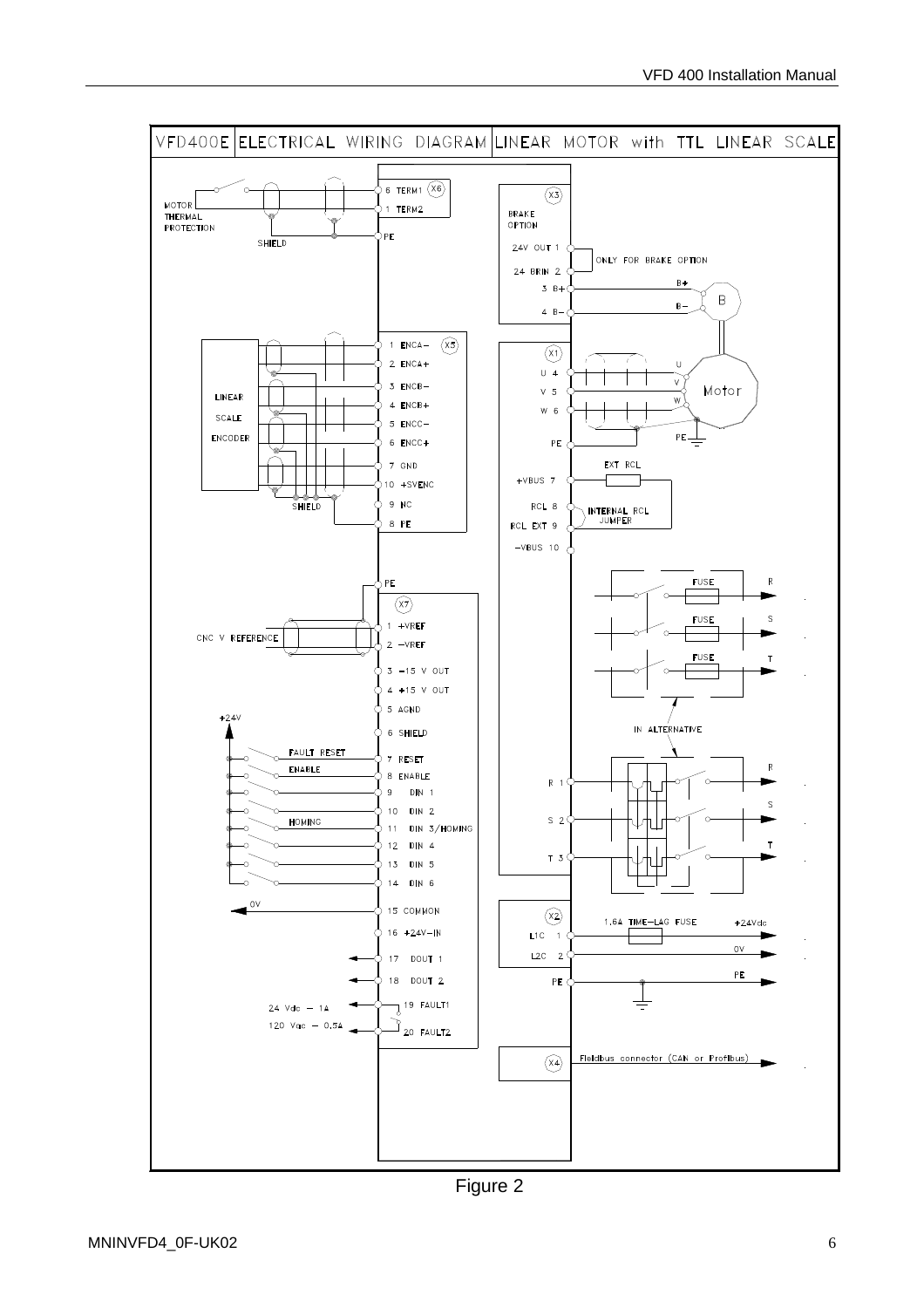VFD400E ELECTRICAL WIRING DIAGRAM LINEAR MOTOR with TTL LINEAR SCALE

MOTOR THERMAL PROTECTION — X6: 6 TERM1, 1 TERM2, PE (SHIELD)

X3 BRAKE OPTION: 24V OUT 1, 24 BRIN 2, 3 B+, 4 B− (ONLY FOR BRAKE OPTION; B+, B−, B)

LINEAR SCALE ENCODER — X5: 1 ENCA−, 2 ENCA+, 3 ENCB−, 4 ENCB+, 5 ENCC−, 6 ENCC+, 7 GND, 10 +5VENC, 9 NC, 8 PE (SHIELD)

X1: U 4, V 5, W 6, PE (Motor U, V, W, PE); +VBUS 7 (EXT RCL), RCL 8, RCL EXT 9 (INTERNAL RCL JUMPER), −VBUS 10

R 1, S 2, T 3 (FUSE R, S, T; IN ALTERNATIVE)

X7: PE, 1 +VREF, 2 −VREF (CNC V REFERENCE), 3 −15 V OUT, 4 +15 V OUT, 5 AGND, 6 SHIELD, 7 RESET (FAULT RESET), 8 ENABLE (ENABLE), 9 DIN 1, 10 DIN 2, 11 DIN 3/HOMING (HOMING), 12 DIN 4, 13 DIN 5, 14 DIN 6, 15 COMMON (0V), 16 +24V−IN, 17 DOUT 1, 18 DOUT 2, 19 FAULT1, 20 FAULT2 (24 Vdc − 1A, 120 Vac − 0,5A); +24V

X2: L1C 1, L2C 2, PE (1,6A TIME−LAG FUSE, +24Vdc, 0V, PE)

X4: Fieldbus connector (CAN or Profibus)

Figure 2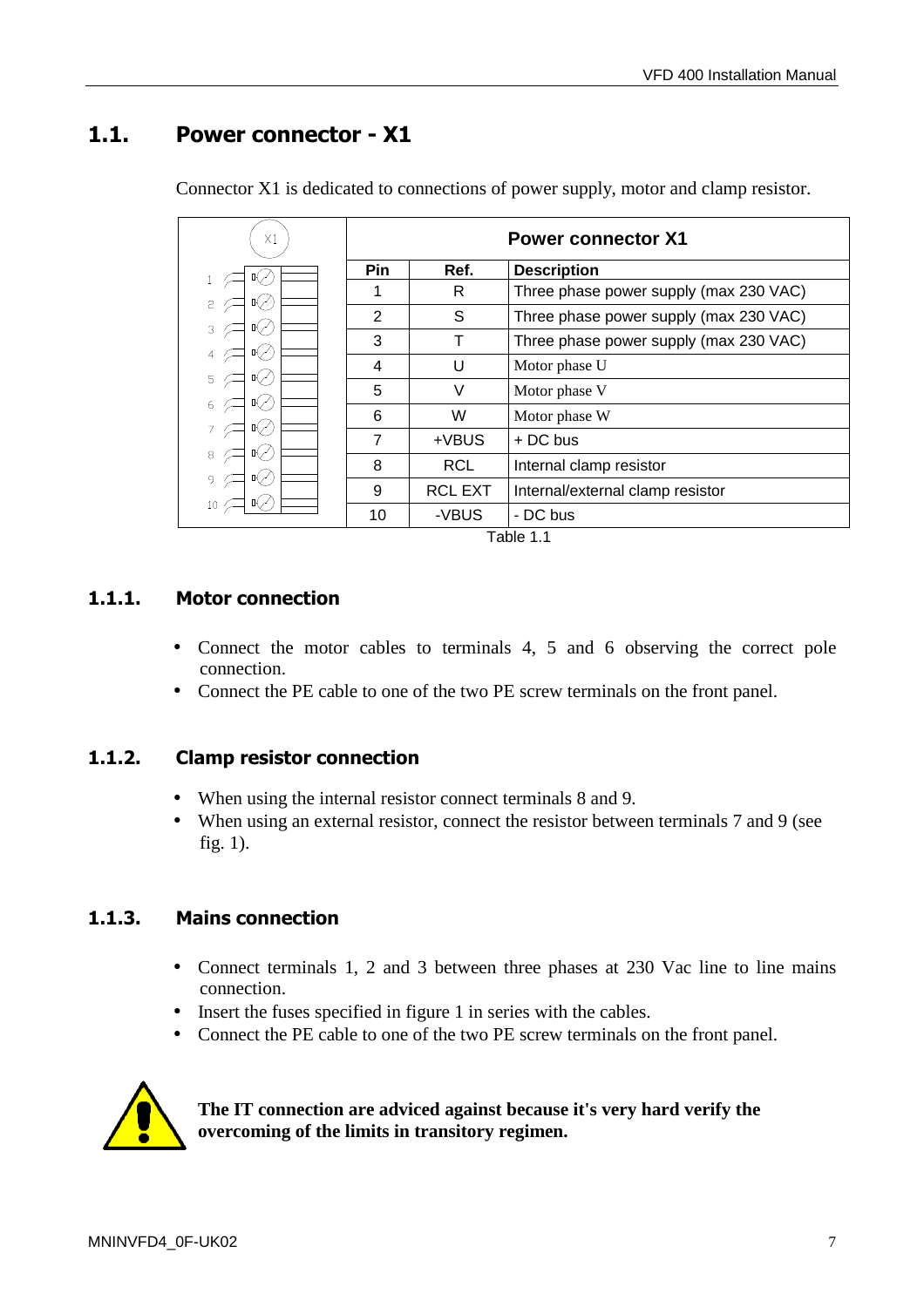## 1.1. Power connector - X1

Connector X1 is dedicated to connections of power supply, motor and clamp resistor.

| Pin | Ref. | Description |
|---|---|---|
| 1 | R | Three phase power supply (max 230 VAC) |
| 2 | S | Three phase power supply (max 230 VAC) |
| 3 | T | Three phase power supply (max 230 VAC) |
| 4 | U | Motor phase U |
| 5 | V | Motor phase V |
| 6 | W | Motor phase W |
| 7 | +VBUS | + DC bus |
| 8 | RCL | Internal clamp resistor |
| 9 | RCL EXT | Internal/external clamp resistor |
| 10 | -VBUS | - DC bus |

Table 1.1

### 1.1.1. Motor connection

- Connect the motor cables to terminals 4, 5 and 6 observing the correct pole connection.
- Connect the PE cable to one of the two PE screw terminals on the front panel.

### 1.1.2. Clamp resistor connection

- When using the internal resistor connect terminals 8 and 9.
- When using an external resistor, connect the resistor between terminals 7 and 9 (see fig. 1).

### 1.1.3. Mains connection

- Connect terminals 1, 2 and 3 between three phases at 230 Vac line to line mains connection.
- Insert the fuses specified in figure 1 in series with the cables.
- Connect the PE cable to one of the two PE screw terminals on the front panel.

**The IT connection are adviced against because it's very hard verify the overcoming of the limits in transitory regimen.**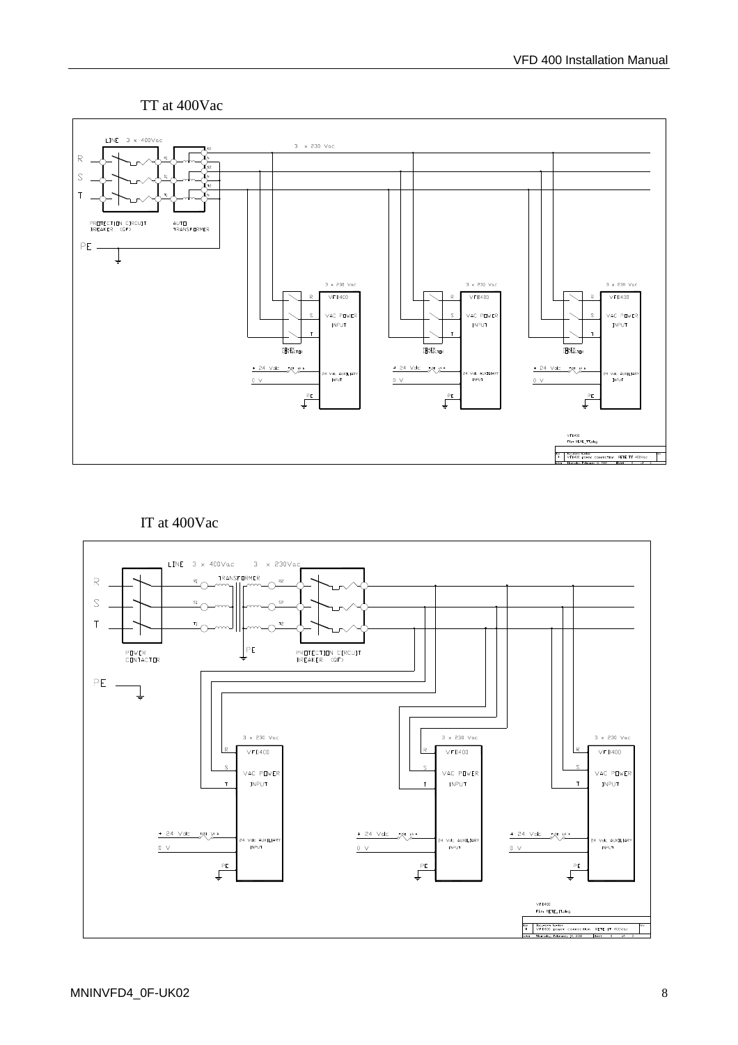TT at 400Vac

LINE 3 × 400Vac

3 × 230 Vac

R

S

T

PROTECTION CIRCUIT BREAKER (QF)

AUTO TRANSFORMER

PE

3 × 230 Vac

VFD400

VAC POWER INPUT

+ 24 Vdc

0 V

24 Vdc AUXILIARY INPUT

VFD400

File: PE16_TT.dwg

VFD400 power connection PE16 TT 400Vac

IT at 400Vac

LINE 3 × 400Vac 3 × 230Vac

R

S

T

TRANSFORMER

POWER CONTACTOR

PE

PROTECTION CIRCUIT BREAKER (QF)

3 × 230 Vac

VFD400

VAC POWER INPUT

+ 24 Vdc

0 V

24 Vdc AUXILIARY INPUT

VFD400

File: PE16_IT.dwg

VFD400 power connection PE16 IT 400Vac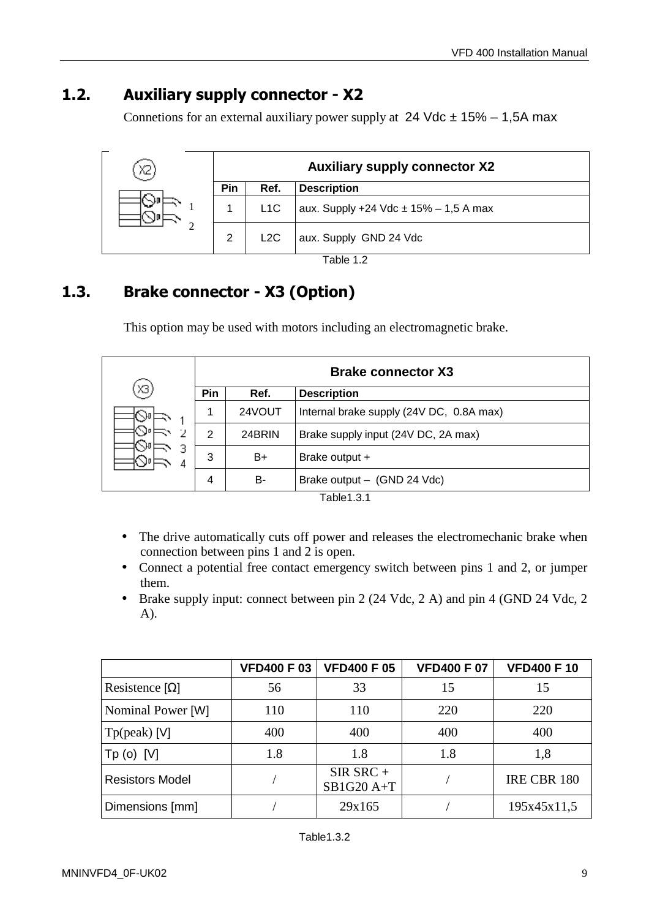## 1.2. Auxiliary supply connector - X2

Connetions for an external auxiliary power supply at 24 Vdc ± 15% – 1,5A max

| Auxiliary supply connector X2 | | |
|---|---|---|
| Pin | Ref. | Description |
| 1 | L1C | aux. Supply +24 Vdc ± 15% – 1,5 A max |
| 2 | L2C | aux. Supply GND 24 Vdc |

Table 1.2

## 1.3. Brake connector - X3 (Option)

This option may be used with motors including an electromagnetic brake.

| Brake connector X3 | | |
|---|---|---|
| Pin | Ref. | Description |
| 1 | 24VOUT | Internal brake supply (24V DC, 0.8A max) |
| 2 | 24BRIN | Brake supply input (24V DC, 2A max) |
| 3 | B+ | Brake output + |
| 4 | B- | Brake output – (GND 24 Vdc) |

Table1.3.1

- The drive automatically cuts off power and releases the electromechanic brake when connection between pins 1 and 2 is open.
- Connect a potential free contact emergency switch between pins 1 and 2, or jumper them.
- Brake supply input: connect between pin 2 (24 Vdc, 2 A) and pin 4 (GND 24 Vdc, 2 A).

| | VFD400 F 03 | VFD400 F 05 | VFD400 F 07 | VFD400 F 10 |
|---|---|---|---|---|
| Resistence [Ω] | 56 | 33 | 15 | 15 |
| Nominal Power [W] | 110 | 110 | 220 | 220 |
| Tp(peak) [V] | 400 | 400 | 400 | 400 |
| Tp (o) [V] | 1.8 | 1.8 | 1.8 | 1,8 |
| Resistors Model | / | SIR SRC + SB1G20 A+T | / | IRE CBR 180 |
| Dimensions [mm] | / | 29x165 | / | 195x45x11,5 |

Table1.3.2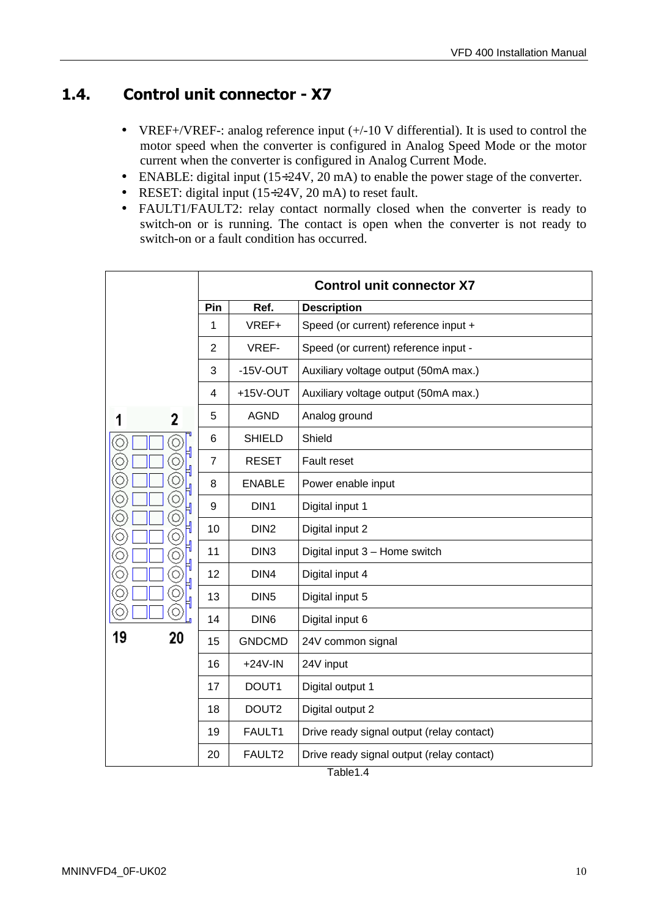## 1.4. Control unit connector - X7

- VREF+/VREF-: analog reference input (+/-10 V differential). It is used to control the motor speed when the converter is configured in Analog Speed Mode or the motor current when the converter is configured in Analog Current Mode.
- ENABLE: digital input (15÷24V, 20 mA) to enable the power stage of the converter.
- RESET: digital input (15÷24V, 20 mA) to reset fault.
- FAULT1/FAULT2: relay contact normally closed when the converter is ready to switch-on or is running. The contact is open when the converter is not ready to switch-on or a fault condition has occurred.

| Pin | Ref. | Description |
|---|---|---|
| 1 | VREF+ | Speed (or current) reference input + |
| 2 | VREF- | Speed (or current) reference input - |
| 3 | -15V-OUT | Auxiliary voltage output (50mA max.) |
| 4 | +15V-OUT | Auxiliary voltage output (50mA max.) |
| 5 | AGND | Analog ground |
| 6 | SHIELD | Shield |
| 7 | RESET | Fault reset |
| 8 | ENABLE | Power enable input |
| 9 | DIN1 | Digital input 1 |
| 10 | DIN2 | Digital input 2 |
| 11 | DIN3 | Digital input 3 – Home switch |
| 12 | DIN4 | Digital input 4 |
| 13 | DIN5 | Digital input 5 |
| 14 | DIN6 | Digital input 6 |
| 15 | GNDCMD | 24V common signal |
| 16 | +24V-IN | 24V input |
| 17 | DOUT1 | Digital output 1 |
| 18 | DOUT2 | Digital output 2 |
| 19 | FAULT1 | Drive ready signal output (relay contact) |
| 20 | FAULT2 | Drive ready signal output (relay contact) |

Table1.4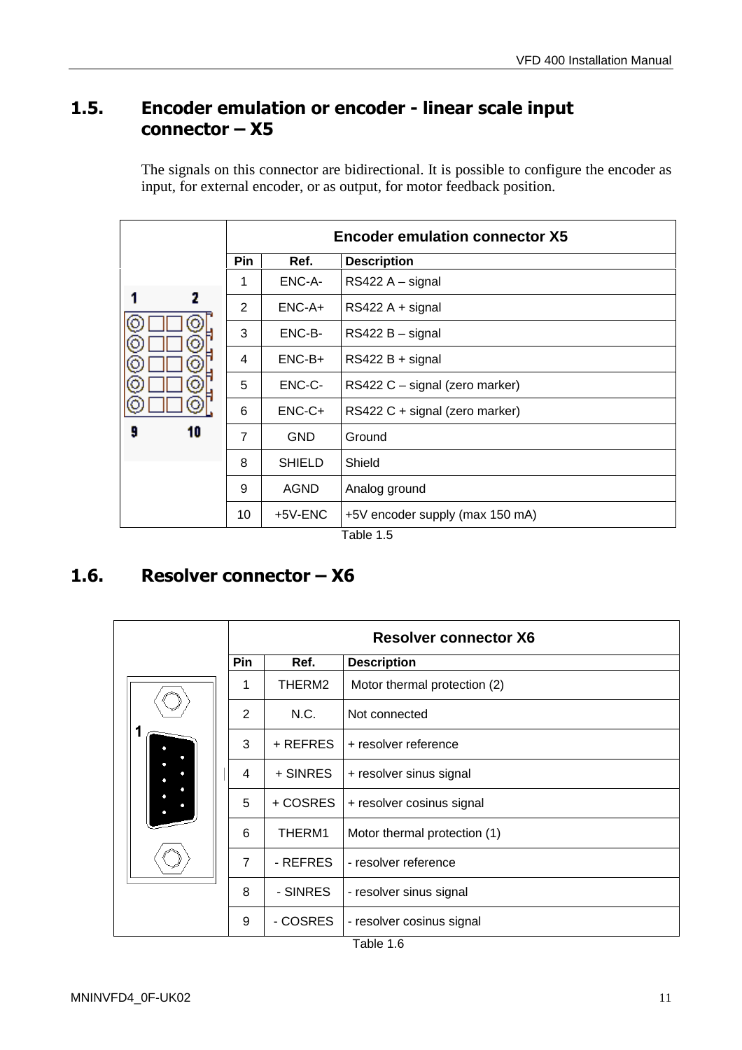## 1.5. Encoder emulation or encoder - linear scale input connector – X5

The signals on this connector are bidirectional. It is possible to configure the encoder as input, for external encoder, or as output, for motor feedback position.

| Pin | Ref. | Description |
|---|---|---|
| 1 | ENC-A- | RS422 A – signal |
| 2 | ENC-A+ | RS422 A + signal |
| 3 | ENC-B- | RS422 B – signal |
| 4 | ENC-B+ | RS422 B + signal |
| 5 | ENC-C- | RS422 C – signal (zero marker) |
| 6 | ENC-C+ | RS422 C + signal (zero marker) |
| 7 | GND | Ground |
| 8 | SHIELD | Shield |
| 9 | AGND | Analog ground |
| 10 | +5V-ENC | +5V encoder supply (max 150 mA) |

Encoder emulation connector X5

Table 1.5

## 1.6. Resolver connector – X6

| Pin | Ref. | Description |
|---|---|---|
| 1 | THERM2 | Motor thermal protection (2) |
| 2 | N.C. | Not connected |
| 3 | + REFRES | + resolver reference |
| 4 | + SINRES | + resolver sinus signal |
| 5 | + COSRES | + resolver cosinus signal |
| 6 | THERM1 | Motor thermal protection (1) |
| 7 | - REFRES | - resolver reference |
| 8 | - SINRES | - resolver sinus signal |
| 9 | - COSRES | - resolver cosinus signal |

Resolver connector X6

Table 1.6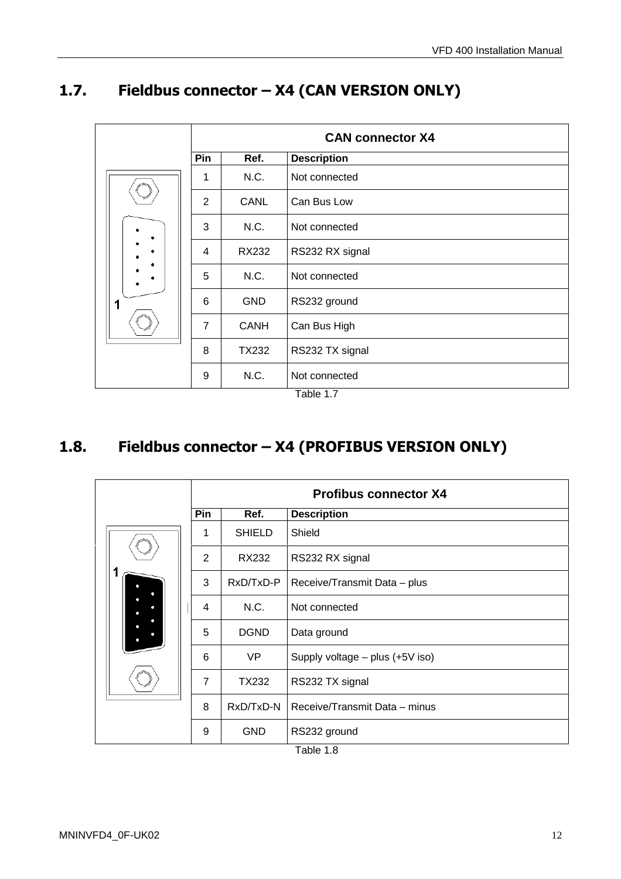## 1.7. Fieldbus connector – X4 (CAN VERSION ONLY)

| CAN connector X4 | | |
|---|---|---|
| **Pin** | **Ref.** | **Description** |
| 1 | N.C. | Not connected |
| 2 | CANL | Can Bus Low |
| 3 | N.C. | Not connected |
| 4 | RX232 | RS232 RX signal |
| 5 | N.C. | Not connected |
| 6 | GND | RS232 ground |
| 7 | CANH | Can Bus High |
| 8 | TX232 | RS232 TX signal |
| 9 | N.C. | Not connected |

Table 1.7

## 1.8. Fieldbus connector – X4 (PROFIBUS VERSION ONLY)

| Profibus connector X4 | | |
|---|---|---|
| **Pin** | **Ref.** | **Description** |
| 1 | SHIELD | Shield |
| 2 | RX232 | RS232 RX signal |
| 3 | RxD/TxD-P | Receive/Transmit Data – plus |
| 4 | N.C. | Not connected |
| 5 | DGND | Data ground |
| 6 | VP | Supply voltage – plus (+5V iso) |
| 7 | TX232 | RS232 TX signal |
| 8 | RxD/TxD-N | Receive/Transmit Data – minus |
| 9 | GND | RS232 ground |

Table 1.8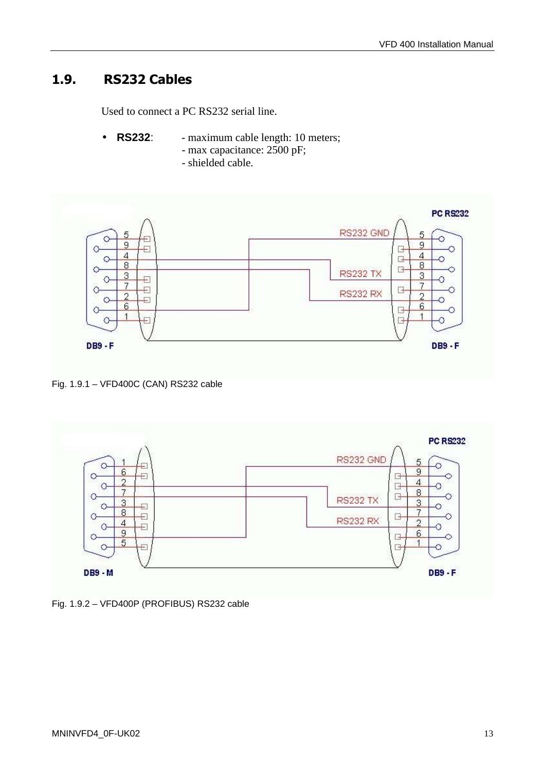## 1.9. RS232 Cables

Used to connect a PC RS232 serial line.

- **RS232**: - maximum cable length: 10 meters;
  - max capacitance: 2500 pF;
  - shielded cable.

Fig. 1.9.1 – VFD400C (CAN) RS232 cable

Fig. 1.9.2 – VFD400P (PROFIBUS) RS232 cable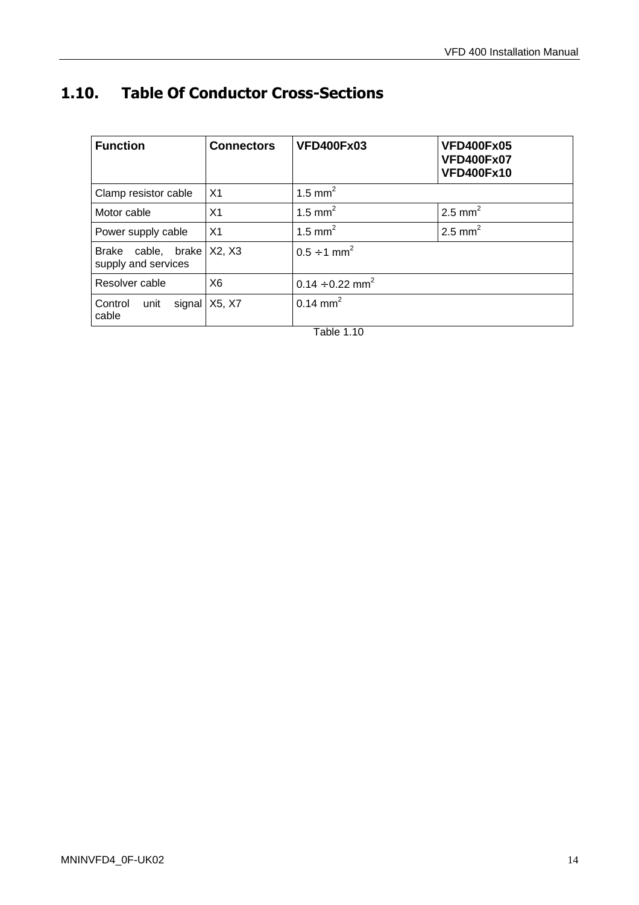## 1.10. Table Of Conductor Cross-Sections

| Function | Connectors | VFD400Fx03 | VFD400Fx05 VFD400Fx07 VFD400Fx10 |
|---|---|---|---|
| Clamp resistor cable | X1 | 1.5 $mm^2$ | |
| Motor cable | X1 | 1.5 $mm^2$ | 2.5 $mm^2$ |
| Power supply cable | X1 | 1.5 $mm^2$ | 2.5 $mm^2$ |
| Brake cable, brake supply and services | X2, X3 | $0.5 \div 1$ $mm^2$ | |
| Resolver cable | X6 | $0.14 \div 0.22$ $mm^2$ | |
| Control unit signal cable | X5, X7 | 0.14 $mm^2$ | |

Table 1.10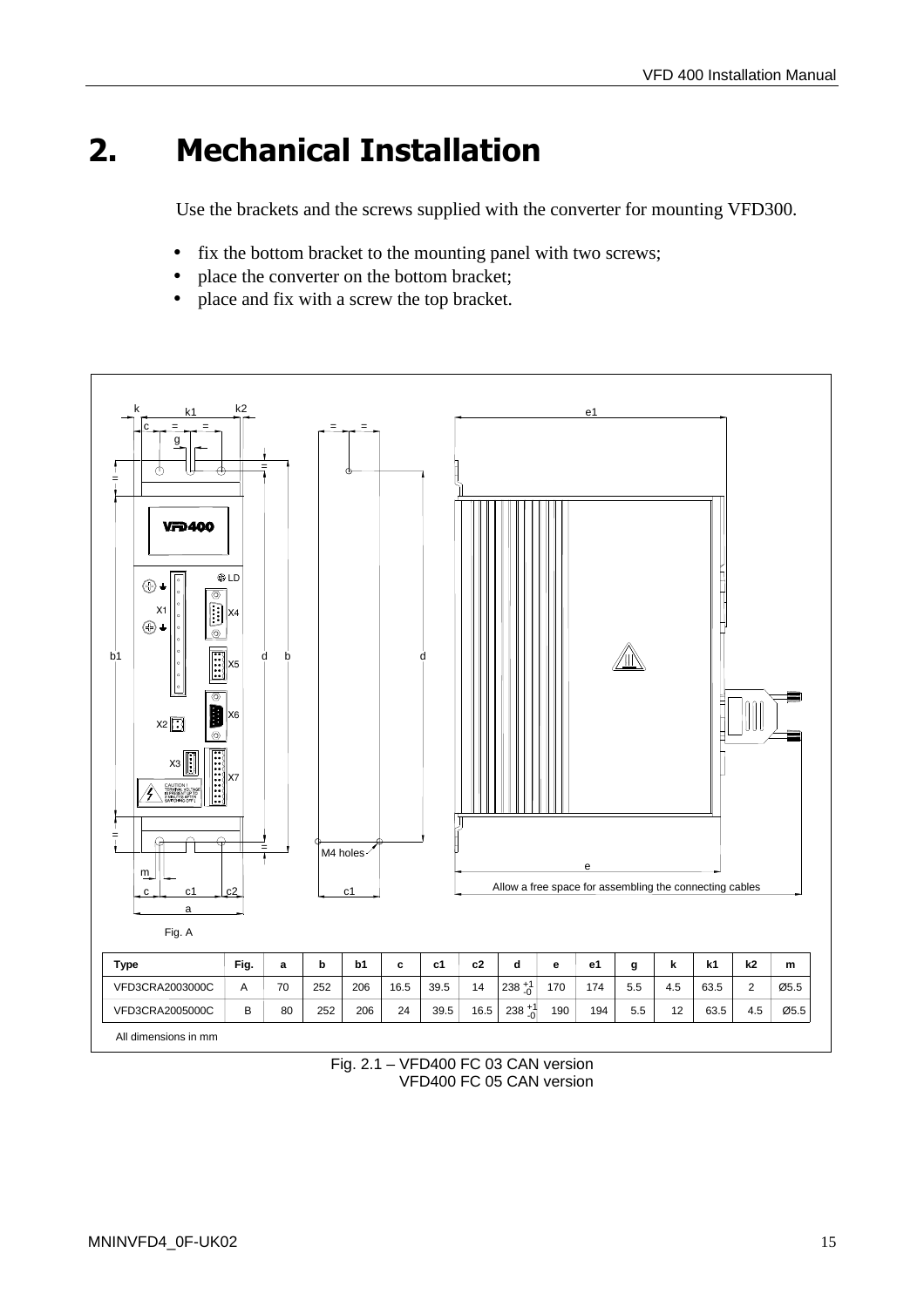# 2. Mechanical Installation

Use the brackets and the screws supplied with the converter for mounting VFD300.

- fix the bottom bracket to the mounting panel with two screws;
- place the converter on the bottom bracket;
- place and fix with a screw the top bracket.

Fig. A

| Type | Fig. | a | b | b1 | c | c1 | c2 | d | e | e1 | g | k | k1 | k2 | m |
|---|---|---|---|---|---|---|---|---|---|---|---|---|---|---|---|
| VFD3CRA2003000C | A | 70 | 252 | 206 | 16.5 | 39.5 | 14 | $238^{+1}_{-0}$ | 170 | 174 | 5.5 | 4.5 | 63.5 | 2 | Ø5.5 |
| VFD3CRA2005000C | B | 80 | 252 | 206 | 24 | 39.5 | 16.5 | $238^{+1}_{-0}$ | 190 | 194 | 5.5 | 12 | 63.5 | 4.5 | Ø5.5 |

All dimensions in mm

Fig. 2.1 – VFD400 FC 03 CAN version
VFD400 FC 05 CAN version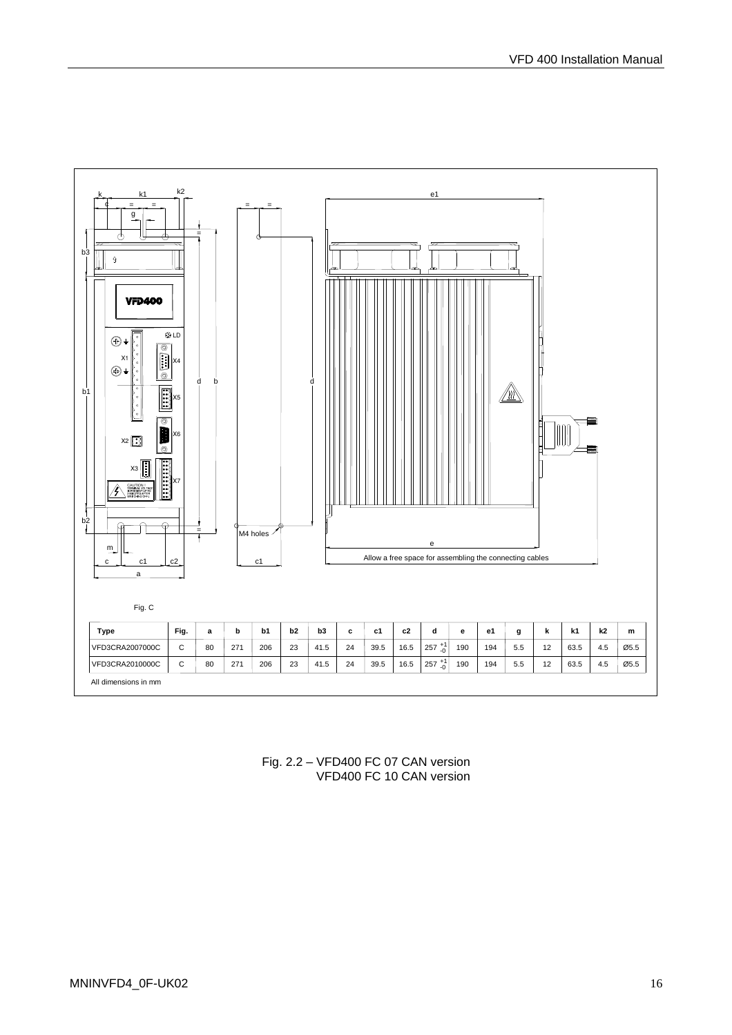Fig. C

| Type | Fig. | a | b | b1 | b2 | b3 | c | c1 | c2 | d | e | e1 | g | k | k1 | k2 | m |
|---|---|---|---|---|---|---|---|---|---|---|---|---|---|---|---|---|---|
| VFD3CRA2007000C | C | 80 | 271 | 206 | 23 | 41.5 | 24 | 39.5 | 16.5 | $257^{+1}_{-0}$ | 190 | 194 | 5.5 | 12 | 63.5 | 4.5 | Ø5.5 |
| VFD3CRA2010000C | C | 80 | 271 | 206 | 23 | 41.5 | 24 | 39.5 | 16.5 | $257^{+1}_{-0}$ | 190 | 194 | 5.5 | 12 | 63.5 | 4.5 | Ø5.5 |

All dimensions in mm

Fig. 2.2 – VFD400 FC 07 CAN version
VFD400 FC 10 CAN version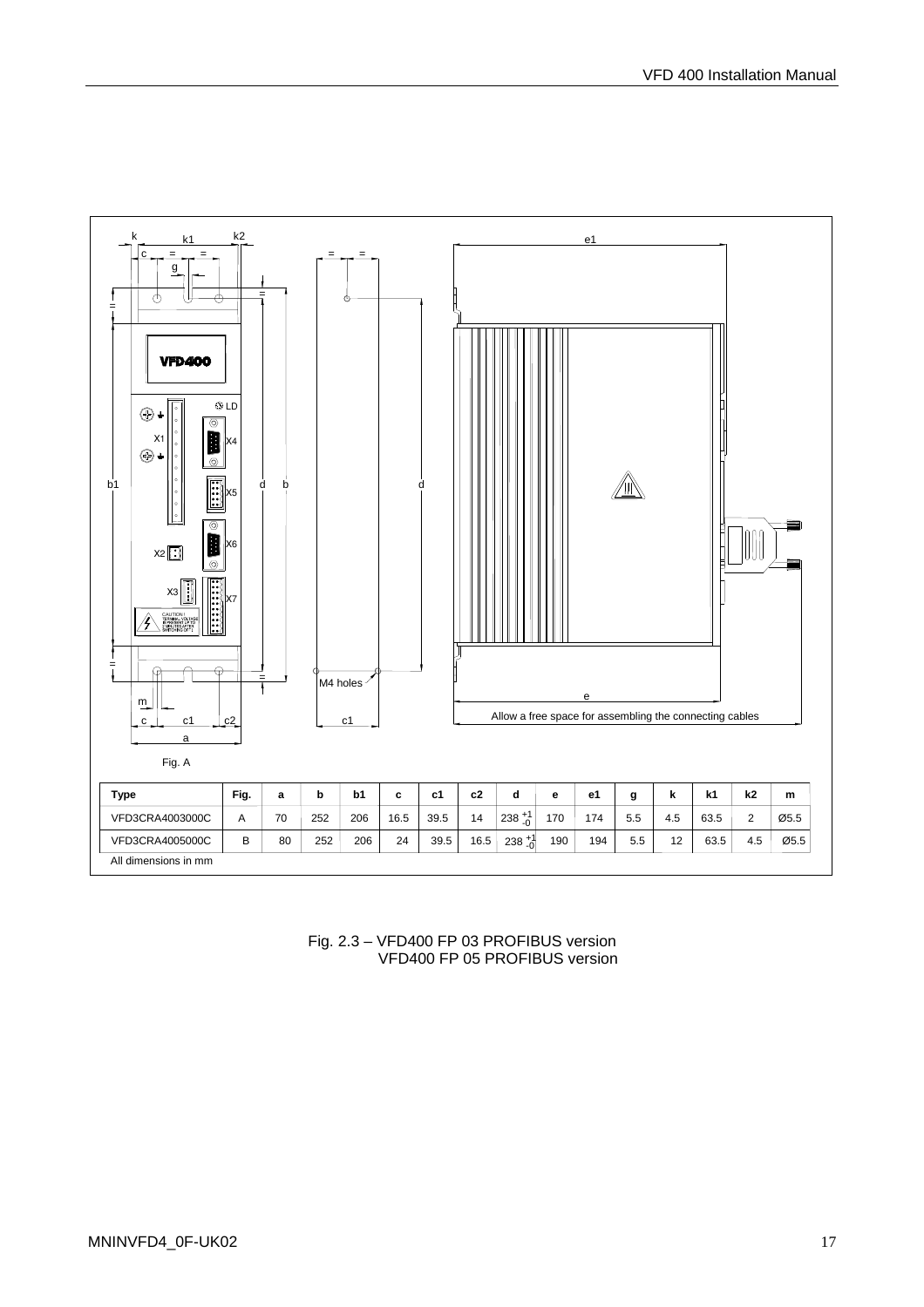| Type | Fig. | a | b | b1 | c | c1 | c2 | d | e | e1 | g | k | k1 | k2 | m |
|---|---|---|---|---|---|---|---|---|---|---|---|---|---|---|---|
| VFD3CRA4003000C | A | 70 | 252 | 206 | 16.5 | 39.5 | 14 | $238^{+1}_{-0}$ | 170 | 174 | 5.5 | 4.5 | 63.5 | 2 | Ø5.5 |
| VFD3CRA4005000C | B | 80 | 252 | 206 | 24 | 39.5 | 16.5 | $238^{+1}_{-0}$ | 190 | 194 | 5.5 | 12 | 63.5 | 4.5 | Ø5.5 |

All dimensions in mm

Fig. A

Allow a free space for assembling the connecting cables

M4 holes

Fig. 2.3 – VFD400 FP 03 PROFIBUS version
VFD400 FP 05 PROFIBUS version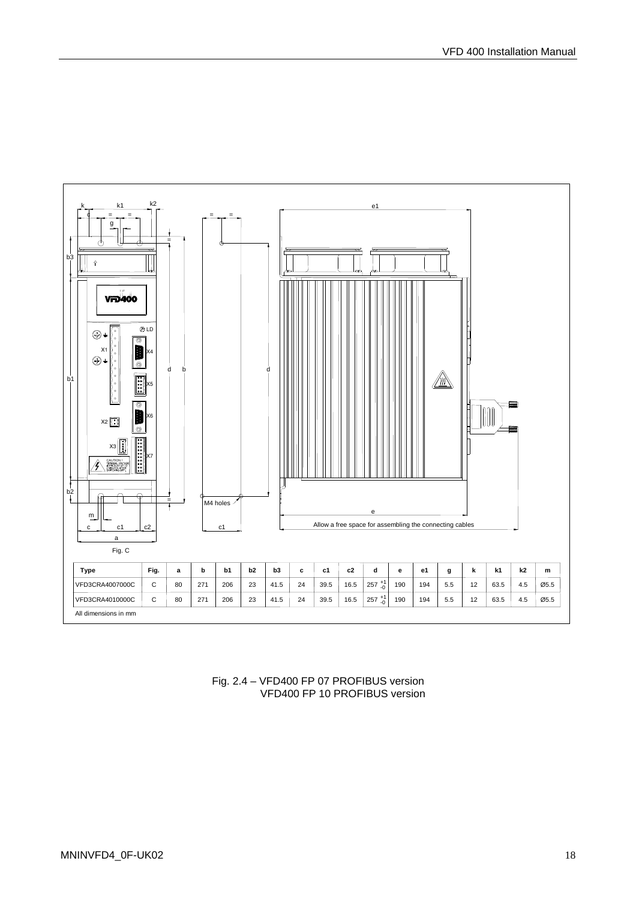Fig. C

| Type | Fig. | a | b | b1 | b2 | b3 | c | c1 | c2 | d | e | e1 | g | k | k1 | k2 | m |
|---|---|---|---|---|---|---|---|---|---|---|---|---|---|---|---|---|---|
| VFD3CRA4007000C | C | 80 | 271 | 206 | 23 | 41.5 | 24 | 39.5 | 16.5 | $257^{+1}_{-0}$ | 190 | 194 | 5.5 | 12 | 63.5 | 4.5 | Ø5.5 |
| VFD3CRA4010000C | C | 80 | 271 | 206 | 23 | 41.5 | 24 | 39.5 | 16.5 | $257^{+1}_{-0}$ | 190 | 194 | 5.5 | 12 | 63.5 | 4.5 | Ø5.5 |

All dimensions in mm

Fig. 2.4 – VFD400 FP 07 PROFIBUS version
VFD400 FP 10 PROFIBUS version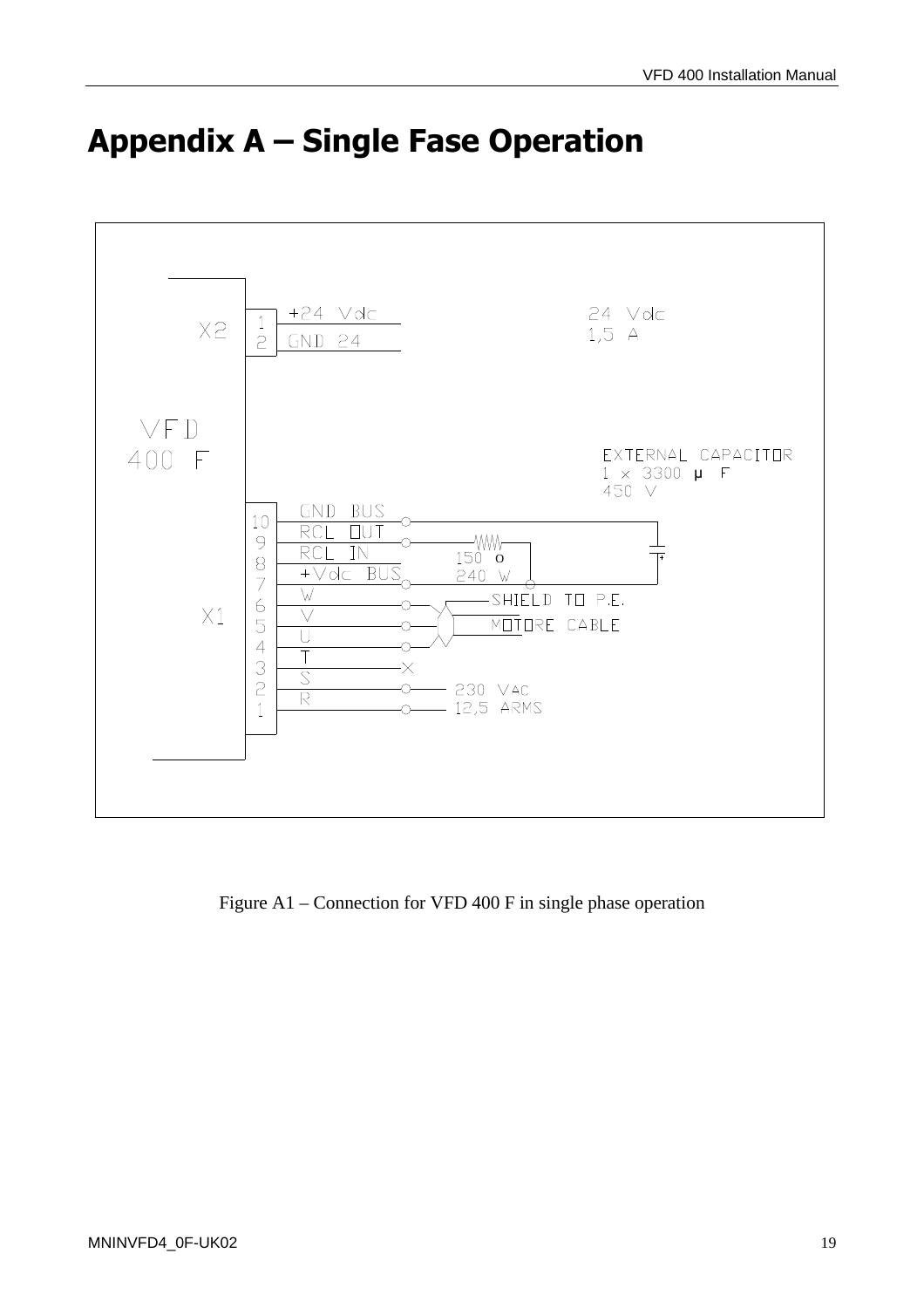# Appendix A – Single Fase Operation

X2

1 +24 Vdc

2 GND 24

24 Vdc
1,5 A

VFD
400 F

EXTERNAL CAPACITOR
1 x 3300 μ F
450 V

X1

10 GND BUS

9 RCL OUT

8 RCL IN

7 +Vdc BUS

6 W

5 V

4 U

3 T

2 S

1 R

150 o
240 W

SHIELD TO P.E.

MOTORE CABLE

230 VAC
12,5 ARMS

Figure A1 – Connection for VFD 400 F in single phase operation